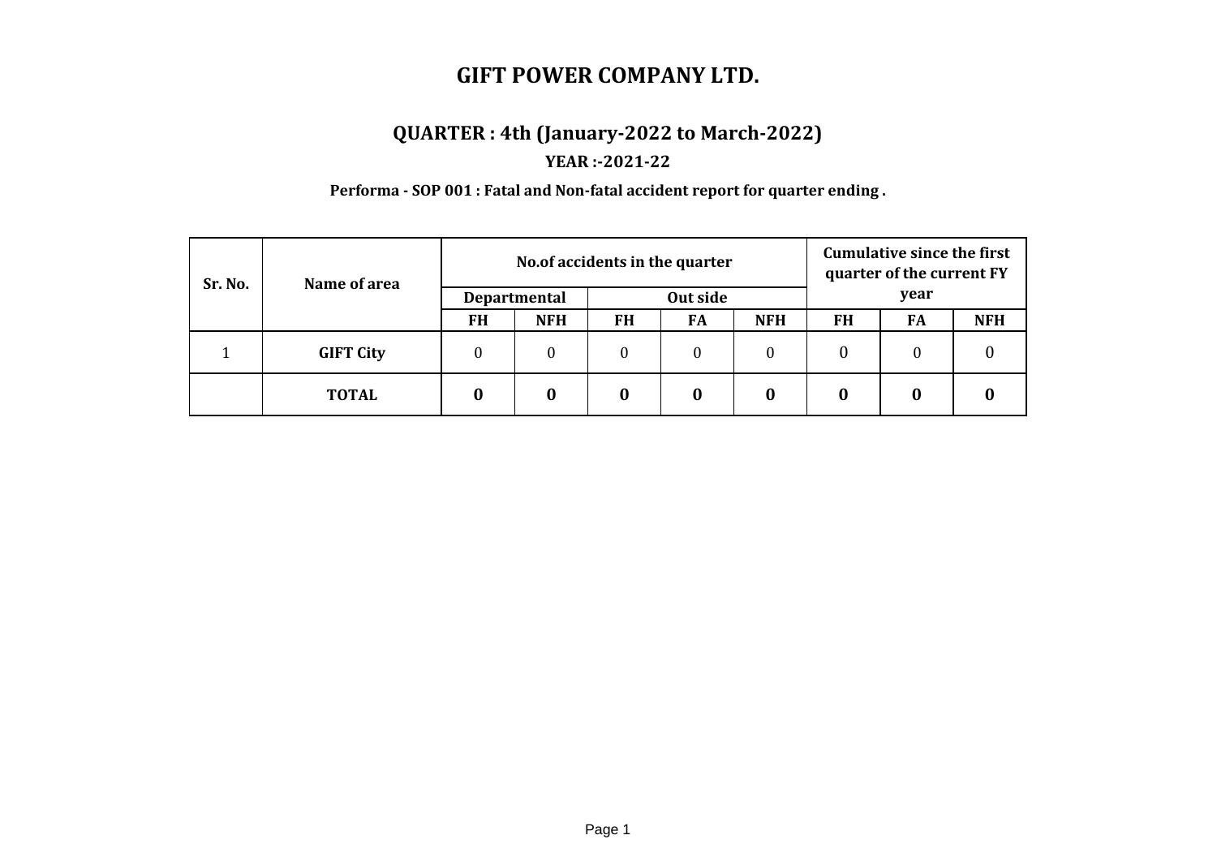# GIFT POWER COMPANY LTD.

## QUARTER : 4th (January-2022 to March-2022)

### YEAR :-2021-22

**Performa - SOP 001 : Fatal and Non-fatal accident report for quarter ending .**

| Sr. No. | Name of area | No.of accidents in the quarter | | | | | Cumulative since the first quarter of the current FY year | | |
|---|---|---|---|---|---|---|---|---|---|
| | | Departmental | | Out side | | | | | |
| | | FH | NFH | FH | FA | NFH | FH | FA | NFH |
| 1 | **GIFT City** | 0 | 0 | 0 | 0 | 0 | 0 | 0 | 0 |
| | **TOTAL** | **0** | **0** | **0** | **0** | **0** | **0** | **0** | **0** |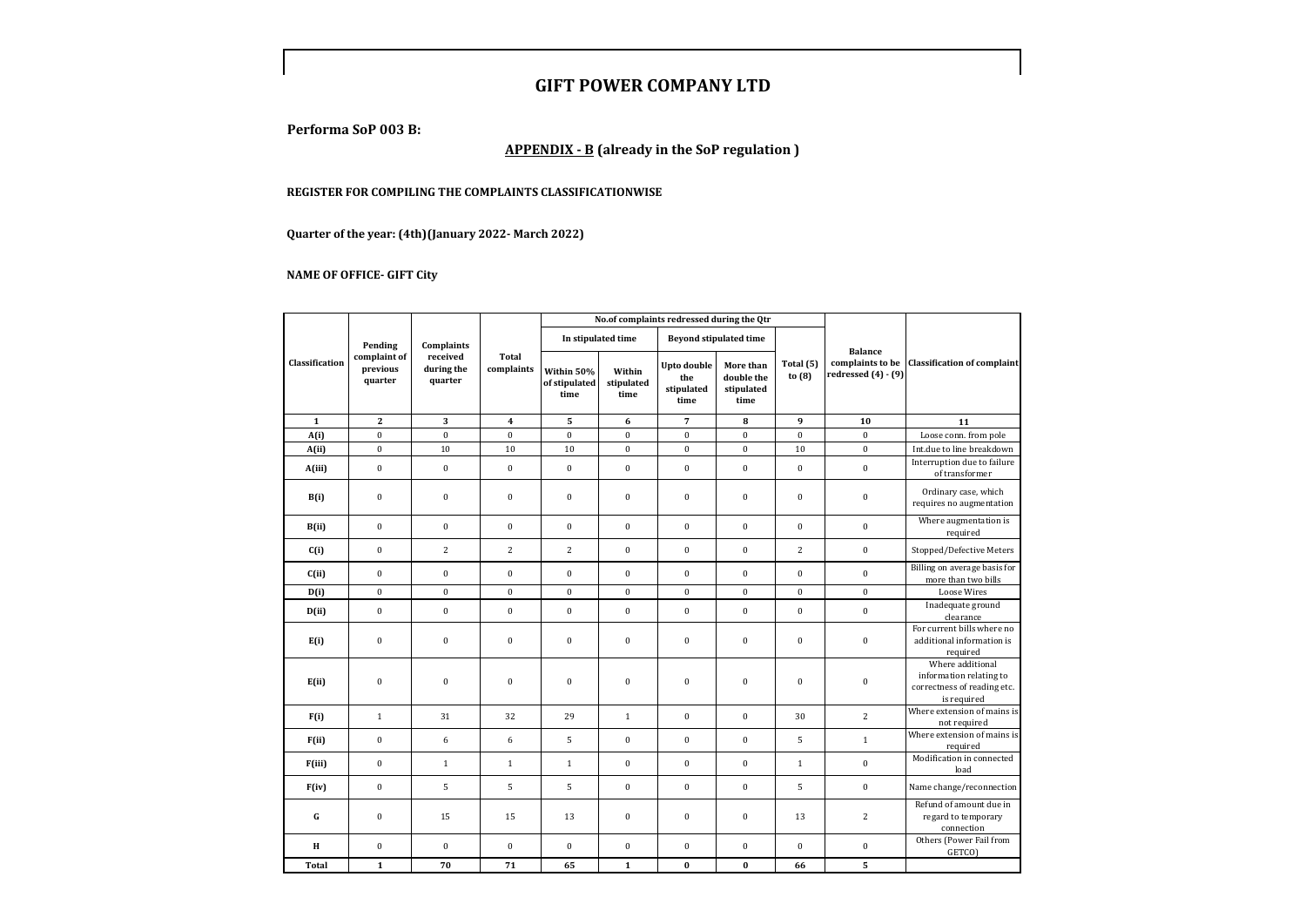# GIFT POWER COMPANY LTD

**Performa SoP 003 B:**

**APPENDIX - B (already in the SoP regulation )**

**REGISTER FOR COMPILING THE COMPLAINTS CLASSIFICATIONWISE**

**Quarter of the year: (4th)(January 2022- March 2022)**

**NAME OF OFFICE- GIFT City**

| Classification | Pending complaint of previous quarter | Complaints received during the quarter | Total complaints | No.of complaints redressed during the Qtr | | | | | Balance complaints to be redressed (4) - (9) | Classification of complaint |
|---|---|---|---|---|---|---|---|---|---|---|
| | | | | In stipulated time | | Beyond stipulated time | | | | |
| | | | | Within 50% of stipulated time | Within stipulated time | Upto double the stipulated time | More than double the stipulated time | Total (5) to (8) | | |
| 1 | 2 | 3 | 4 | 5 | 6 | 7 | 8 | 9 | 10 | 11 |
| A(i) | 0 | 0 | 0 | 0 | 0 | 0 | 0 | 0 | 0 | Loose conn. from pole |
| A(ii) | 0 | 10 | 10 | 10 | 0 | 0 | 0 | 10 | 0 | Int.due to line breakdown |
| A(iii) | 0 | 0 | 0 | 0 | 0 | 0 | 0 | 0 | 0 | Interruption due to failure of transformer |
| B(i) | 0 | 0 | 0 | 0 | 0 | 0 | 0 | 0 | 0 | Ordinary case, which requires no augmentation |
| B(ii) | 0 | 0 | 0 | 0 | 0 | 0 | 0 | 0 | 0 | Where augmentation is required |
| C(i) | 0 | 2 | 2 | 2 | 0 | 0 | 0 | 2 | 0 | Stopped/Defective Meters |
| C(ii) | 0 | 0 | 0 | 0 | 0 | 0 | 0 | 0 | 0 | Billing on average basis for more than two bills |
| D(i) | 0 | 0 | 0 | 0 | 0 | 0 | 0 | 0 | 0 | Loose Wires |
| D(ii) | 0 | 0 | 0 | 0 | 0 | 0 | 0 | 0 | 0 | Inadequate ground clearance |
| E(i) | 0 | 0 | 0 | 0 | 0 | 0 | 0 | 0 | 0 | For current bills where no additional information is required |
| E(ii) | 0 | 0 | 0 | 0 | 0 | 0 | 0 | 0 | 0 | Where additional information relating to correctness of reading etc. is required |
| F(i) | 1 | 31 | 32 | 29 | 1 | 0 | 0 | 30 | 2 | Where extension of mains is not required |
| F(ii) | 0 | 6 | 6 | 5 | 0 | 0 | 0 | 5 | 1 | Where extension of mains is required |
| F(iii) | 0 | 1 | 1 | 1 | 0 | 0 | 0 | 1 | 0 | Modification in connected load |
| F(iv) | 0 | 5 | 5 | 5 | 0 | 0 | 0 | 5 | 0 | Name change/reconnection |
| G | 0 | 15 | 15 | 13 | 0 | 0 | 0 | 13 | 2 | Refund of amount due in regard to temporary connection |
| H | 0 | 0 | 0 | 0 | 0 | 0 | 0 | 0 | 0 | Others (Power Fail from GETCO) |
| **Total** | **1** | **70** | **71** | **65** | **1** | **0** | **0** | **66** | **5** | |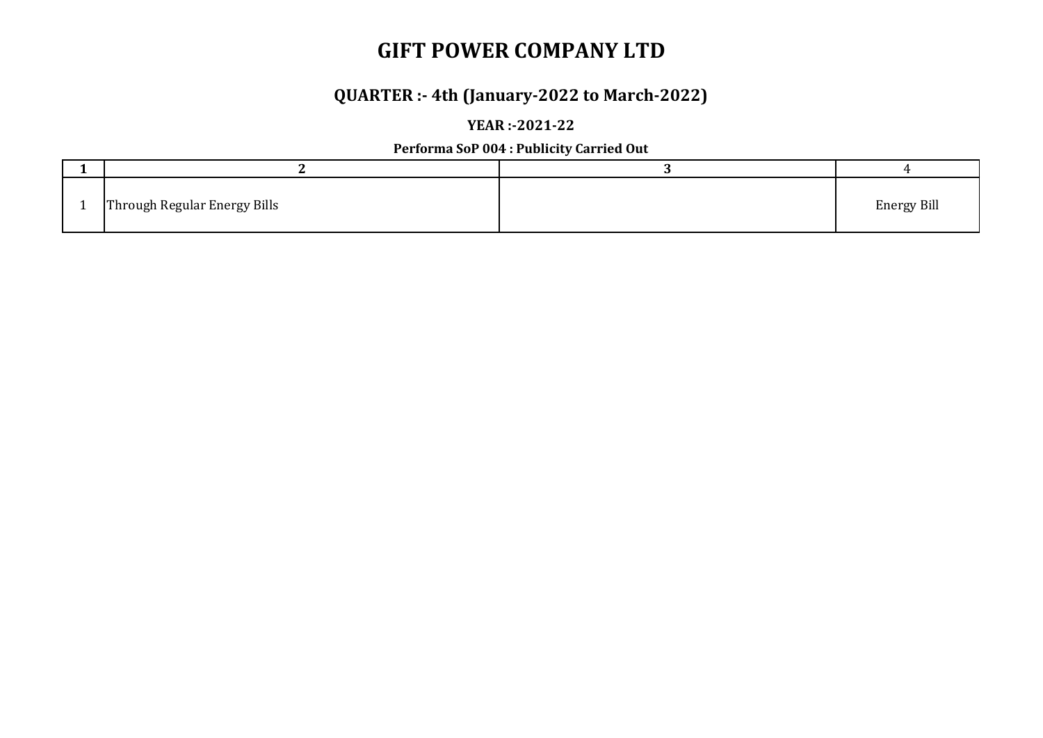# GIFT POWER COMPANY LTD

## QUARTER :- 4th (January-2022 to March-2022)

### YEAR :-2021-22

**Performa SoP 004 : Publicity Carried Out**

| 1 | 2 | 3 | 4 |
|---|---|---|---|
| 1 | Through Regular Energy Bills | | Energy Bill |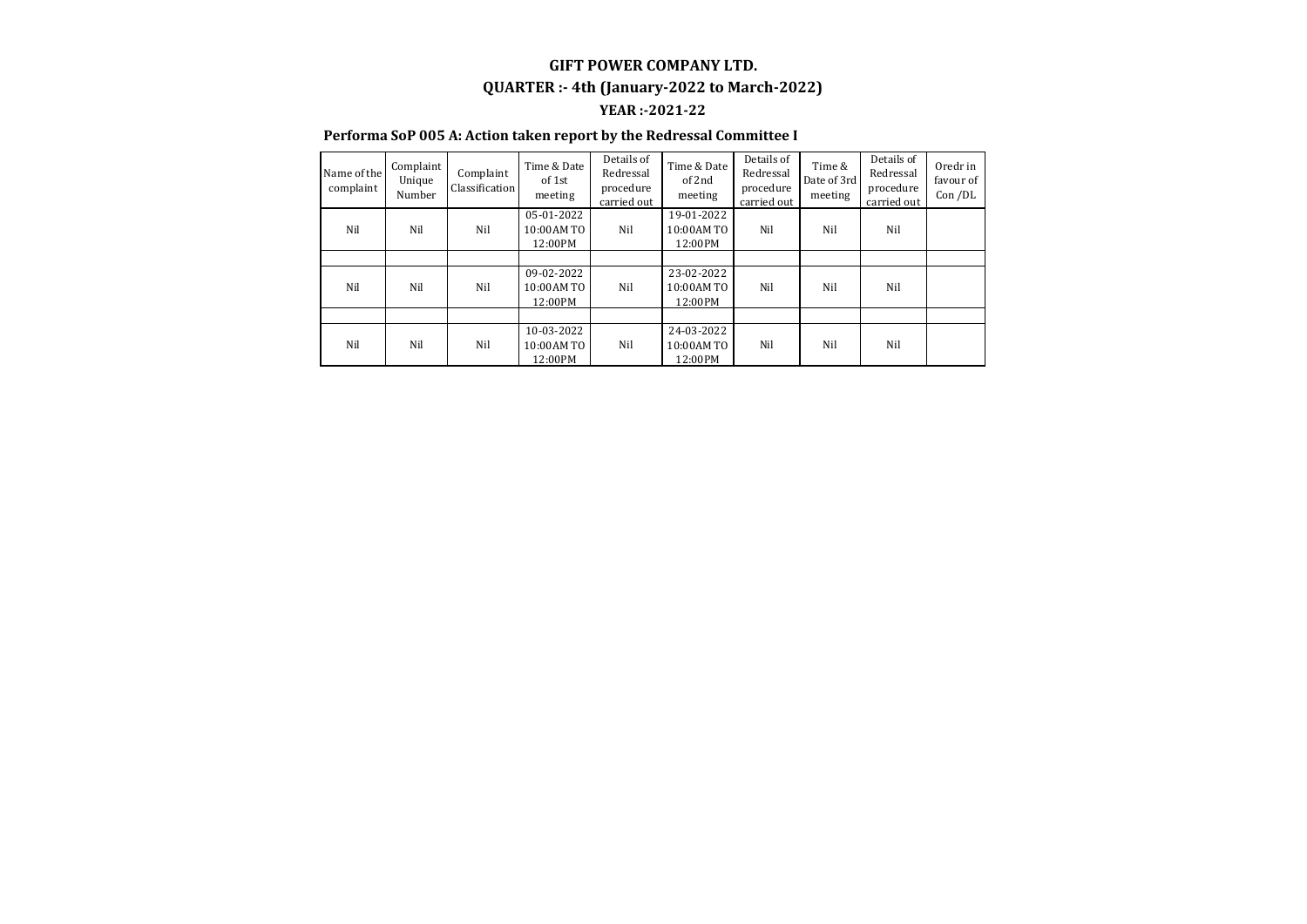# GIFT POWER COMPANY LTD.

## QUARTER :- 4th (January-2022 to March-2022)

### YEAR :-2021-22

**Performa SoP 005 A: Action taken report by the Redressal Committee I**

| Name of the complaint | Complaint Unique Number | Complaint Classification | Time & Date of 1st meeting | Details of Redressal procedure carried out | Time & Date of 2nd meeting | Details of Redressal procedure carried out | Time & Date of 3rd meeting | Details of Redressal procedure carried out | Oredr in favour of Con /DL |
|---|---|---|---|---|---|---|---|---|---|
| Nil | Nil | Nil | 05-01-2022 10:00AM TO 12:00PM | Nil | 19-01-2022 10:00AM TO 12:00PM | Nil | Nil | Nil | |
| | | | | | | | | | |
| Nil | Nil | Nil | 09-02-2022 10:00AM TO 12:00PM | Nil | 23-02-2022 10:00AM TO 12:00PM | Nil | Nil | Nil | |
| | | | | | | | | | |
| Nil | Nil | Nil | 10-03-2022 10:00AM TO 12:00PM | Nil | 24-03-2022 10:00AM TO 12:00PM | Nil | Nil | Nil | |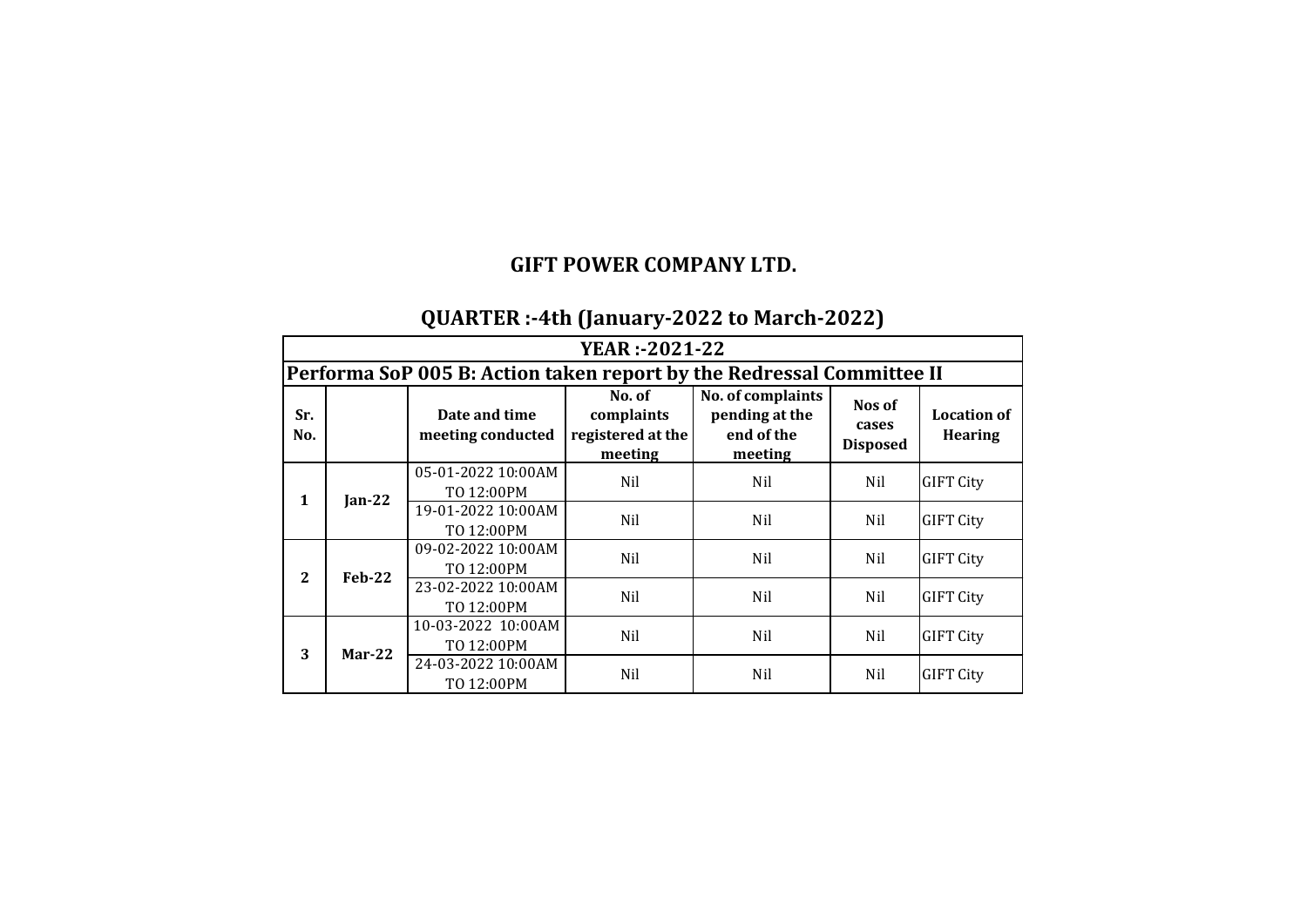## GIFT POWER COMPANY LTD.

## QUARTER :-4th (January-2022 to March-2022)

| YEAR :-2021-22 | | | | | | |
|---|---|---|---|---|---|---|
| **Performa SoP 005 B: Action taken report by the Redressal Committee II** | | | | | | |
| **Sr. No.** | | **Date and time meeting conducted** | **No. of complaints registered at the meeting** | **No. of complaints pending at the end of the meeting** | **Nos of cases Disposed** | **Location of Hearing** |
| **1** | **Jan-22** | 05-01-2022 10:00AM TO 12:00PM | Nil | Nil | Nil | GIFT City |
| | | 19-01-2022 10:00AM TO 12:00PM | Nil | Nil | Nil | GIFT City |
| **2** | **Feb-22** | 09-02-2022 10:00AM TO 12:00PM | Nil | Nil | Nil | GIFT City |
| | | 23-02-2022 10:00AM TO 12:00PM | Nil | Nil | Nil | GIFT City |
| **3** | **Mar-22** | 10-03-2022 10:00AM TO 12:00PM | Nil | Nil | Nil | GIFT City |
| | | 24-03-2022 10:00AM TO 12:00PM | Nil | Nil | Nil | GIFT City |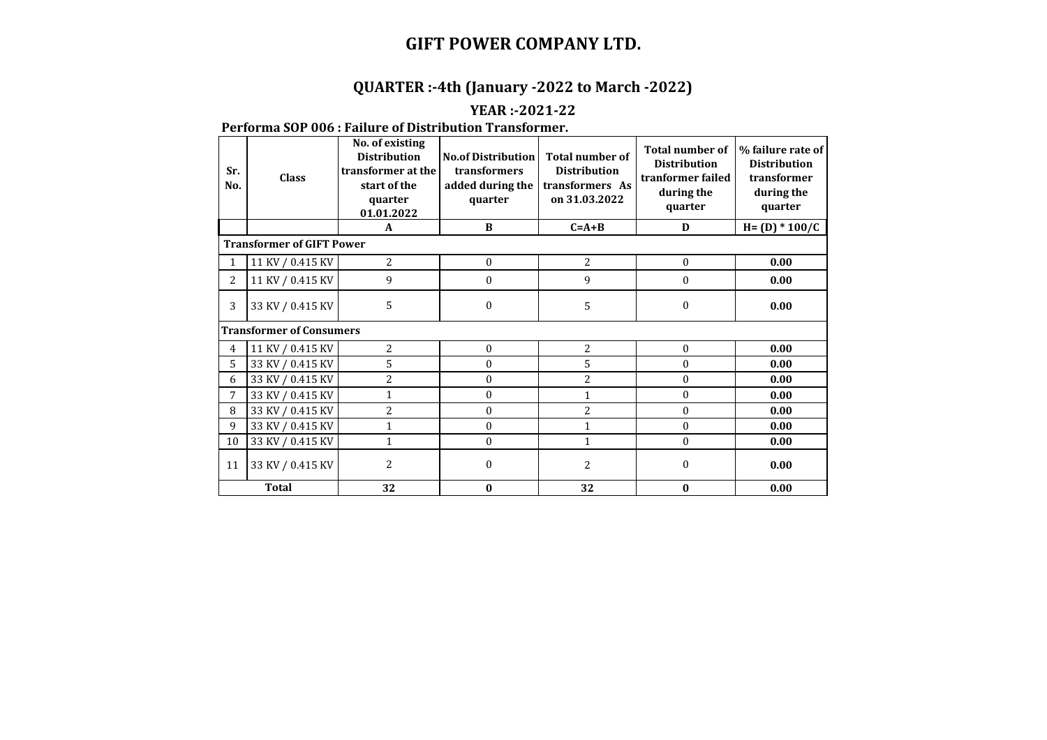# GIFT POWER COMPANY LTD.

## QUARTER :-4th (January -2022 to March -2022)

### YEAR :-2021-22

**Performa SOP 006 : Failure of Distribution Transformer.**

| Sr. No. | Class | No. of existing Distribution transformer at the start of the quarter 01.01.2022 | No.of Distribution transformers added during the quarter | Total number of Distribution transformers As on 31.03.2022 | Total number of Distribution tranformer failed during the quarter | % failure rate of Distribution transformer during the quarter |
|---|---|---|---|---|---|---|
| | | A | B | C=A+B | D | H= (D) * 100/C |
| **Transformer of GIFT Power** | | | | | | |
| 1 | 11 KV / 0.415 KV | 2 | 0 | 2 | 0 | **0.00** |
| 2 | 11 KV / 0.415 KV | 9 | 0 | 9 | 0 | **0.00** |
| 3 | 33 KV / 0.415 KV | 5 | 0 | 5 | 0 | **0.00** |
| **Transformer of Consumers** | | | | | | |
| 4 | 11 KV / 0.415 KV | 2 | 0 | 2 | 0 | **0.00** |
| 5 | 33 KV / 0.415 KV | 5 | 0 | 5 | 0 | **0.00** |
| 6 | 33 KV / 0.415 KV | 2 | 0 | 2 | 0 | **0.00** |
| 7 | 33 KV / 0.415 KV | 1 | 0 | 1 | 0 | **0.00** |
| 8 | 33 KV / 0.415 KV | 2 | 0 | 2 | 0 | **0.00** |
| 9 | 33 KV / 0.415 KV | 1 | 0 | 1 | 0 | **0.00** |
| 10 | 33 KV / 0.415 KV | 1 | 0 | 1 | 0 | **0.00** |
| 11 | 33 KV / 0.415 KV | 2 | 0 | 2 | 0 | **0.00** |
| **Total** | | **32** | **0** | **32** | **0** | **0.00** |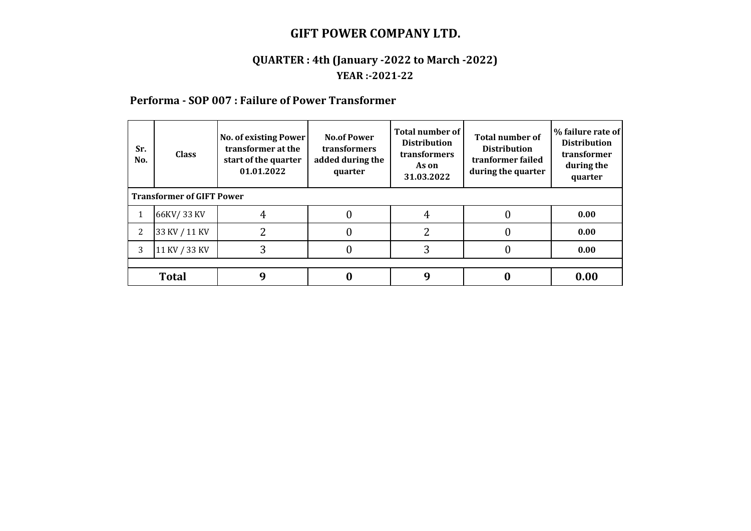# GIFT POWER COMPANY LTD.

## QUARTER : 4th (January -2022 to March -2022)

### YEAR :-2021-22

### Performa - SOP 007 : Failure of Power Transformer

| Sr. No. | Class | No. of existing Power transformer at the start of the quarter 01.01.2022 | No.of Power transformers added during the quarter | Total number of Distribution transformers As on 31.03.2022 | Total number of Distribution tranformer failed during the quarter | % failure rate of Distribution transformer during the quarter |
|---|---|---|---|---|---|---|
| **Transformer of GIFT Power** | | | | | | |
| 1 | 66KV/ 33 KV | 4 | 0 | 4 | 0 | **0.00** |
| 2 | 33 KV / 11 KV | 2 | 0 | 2 | 0 | **0.00** |
| 3 | 11 KV / 33 KV | 3 | 0 | 3 | 0 | **0.00** |
| | | | | | | |
| **Total** | | **9** | **0** | **9** | **0** | **0.00** |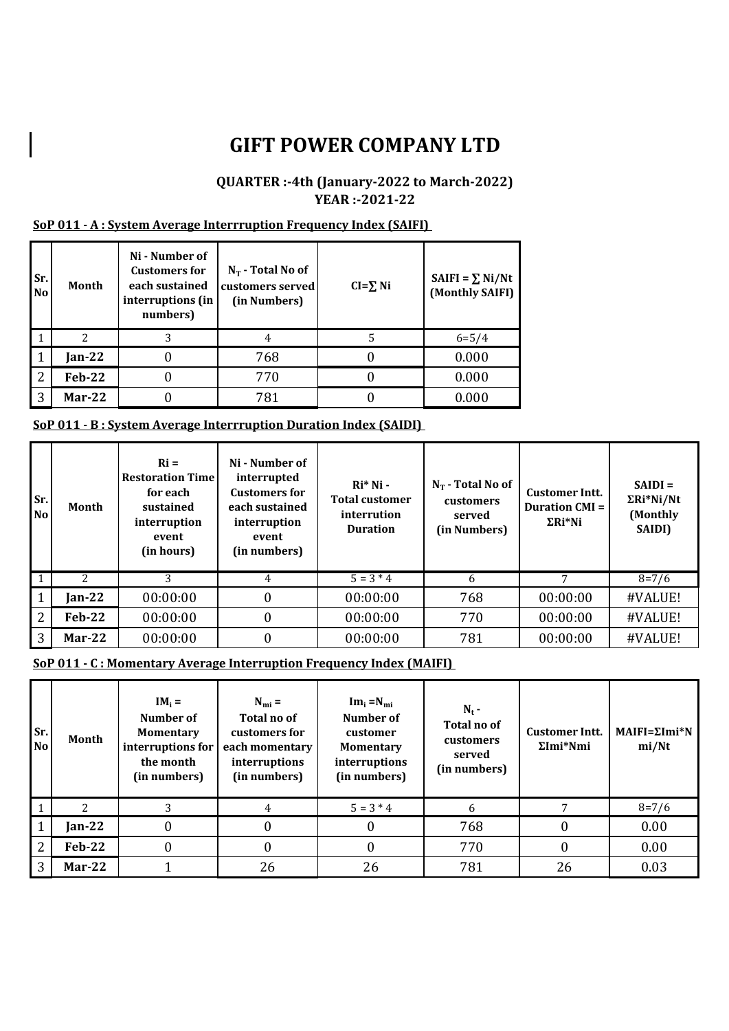# GIFT POWER COMPANY LTD

### QUARTER :-4th (January-2022 to March-2022)
### YEAR :-2021-22

**SoP 011 - A : System Average Interrruption Frequency Index (SAIFI)**

| Sr. No | Month | Ni - Number of Customers for each sustained interruptions (in numbers) | $N_T$ - Total No of customers served (In Numbers) | CI=∑ Ni | SAIFI = ∑ Ni/Nt (Monthly SAIFI) |
|---|---|---|---|---|---|
| 1 | 2 | 3 | 4 | 5 | 6=5/4 |
| 1 | Jan-22 | 0 | 768 | 0 | 0.000 |
| 2 | Feb-22 | 0 | 770 | 0 | 0.000 |
| 3 | Mar-22 | 0 | 781 | 0 | 0.000 |

**SoP 011 - B : System Average Interrruption Duration Index (SAIDI)**

| Sr. No | Month | Ri = Restoration Time for each sustained interruption event (in hours) | Ni - Number of interrupted Customers for each sustained interruption event (in numbers) | Ri* Ni - Total customer interrution Duration | $N_T$ - Total No of customers served (in Numbers) | Customer Intt. Duration CMI = ΣRi*Ni | SAIDI = ΣRi*Ni/Nt (Monthly SAIDI) |
|---|---|---|---|---|---|---|---|
| 1 | 2 | 3 | 4 | 5 = 3 * 4 | 6 | 7 | 8=7/6 |
| 1 | Jan-22 | 00:00:00 | 0 | 00:00:00 | 768 | 00:00:00 | #VALUE! |
| 2 | Feb-22 | 00:00:00 | 0 | 00:00:00 | 770 | 00:00:00 | #VALUE! |
| 3 | Mar-22 | 00:00:00 | 0 | 00:00:00 | 781 | 00:00:00 | #VALUE! |

**SoP 011 - C : Momentary Average Interruption Frequency Index (MAIFI)**

| Sr. No | Month | $IM_i$ = Number of Momentary interruptions for the month (in numbers) | $N_{mi}$ = Total no of customers for each momentary interruptions (in numbers) | $Im_i = N_{mi}$ Number of customer Momentary interruptions (in numbers) | $N_t$ - Total no of customers served (in numbers) | Customer Intt. ΣImi*Nmi | MAIFI=ΣImi*Nmi/Nt |
|---|---|---|---|---|---|---|---|
| 1 | 2 | 3 | 4 | 5 = 3 * 4 | 6 | 7 | 8=7/6 |
| 1 | Jan-22 | 0 | 0 | 0 | 768 | 0 | 0.00 |
| 2 | Feb-22 | 0 | 0 | 0 | 770 | 0 | 0.00 |
| 3 | Mar-22 | 1 | 26 | 26 | 781 | 26 | 0.03 |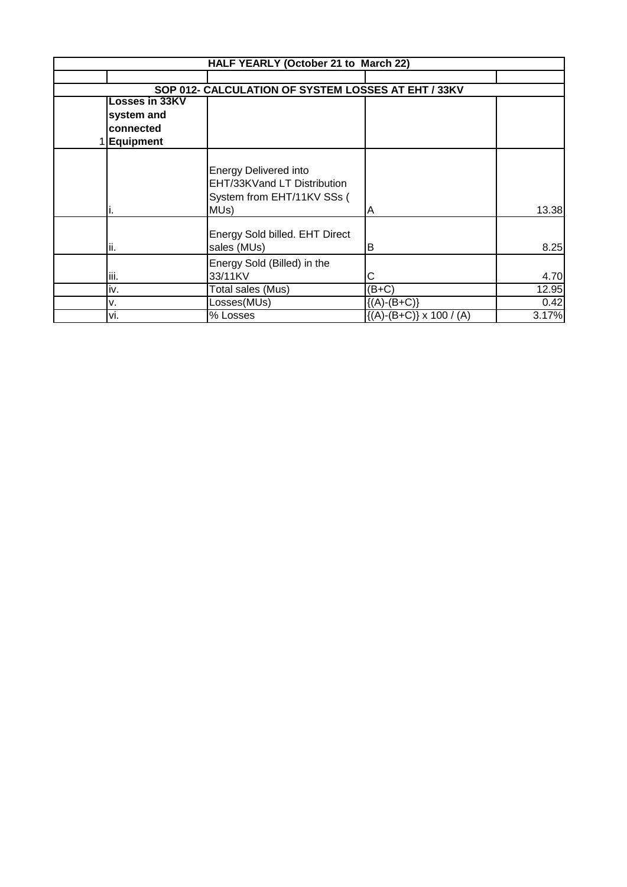| HALF YEARLY (October 21 to March 22) | | | | |
|---|---|---|---|---|
| | | | | |
| SOP 012- CALCULATION OF SYSTEM LOSSES AT EHT / 33KV | | | | |
| 1 | **Losses in 33KV system and connected Equipment** | | | |
| | i. | Energy Delivered into EHT/33KVand LT Distribution System from EHT/11KV SSs ( MUs) | A | 13.38 |
| | ii. | Energy Sold billed. EHT Direct sales (MUs) | B | 8.25 |
| | iii. | Energy Sold (Billed) in the 33/11KV | C | 4.70 |
| | iv. | Total sales (Mus) | (B+C) | 12.95 |
| | v. | Losses(MUs) | {(A)-(B+C)} | 0.42 |
| | vi. | % Losses | {(A)-(B+C)} x 100 / (A) | 3.17% |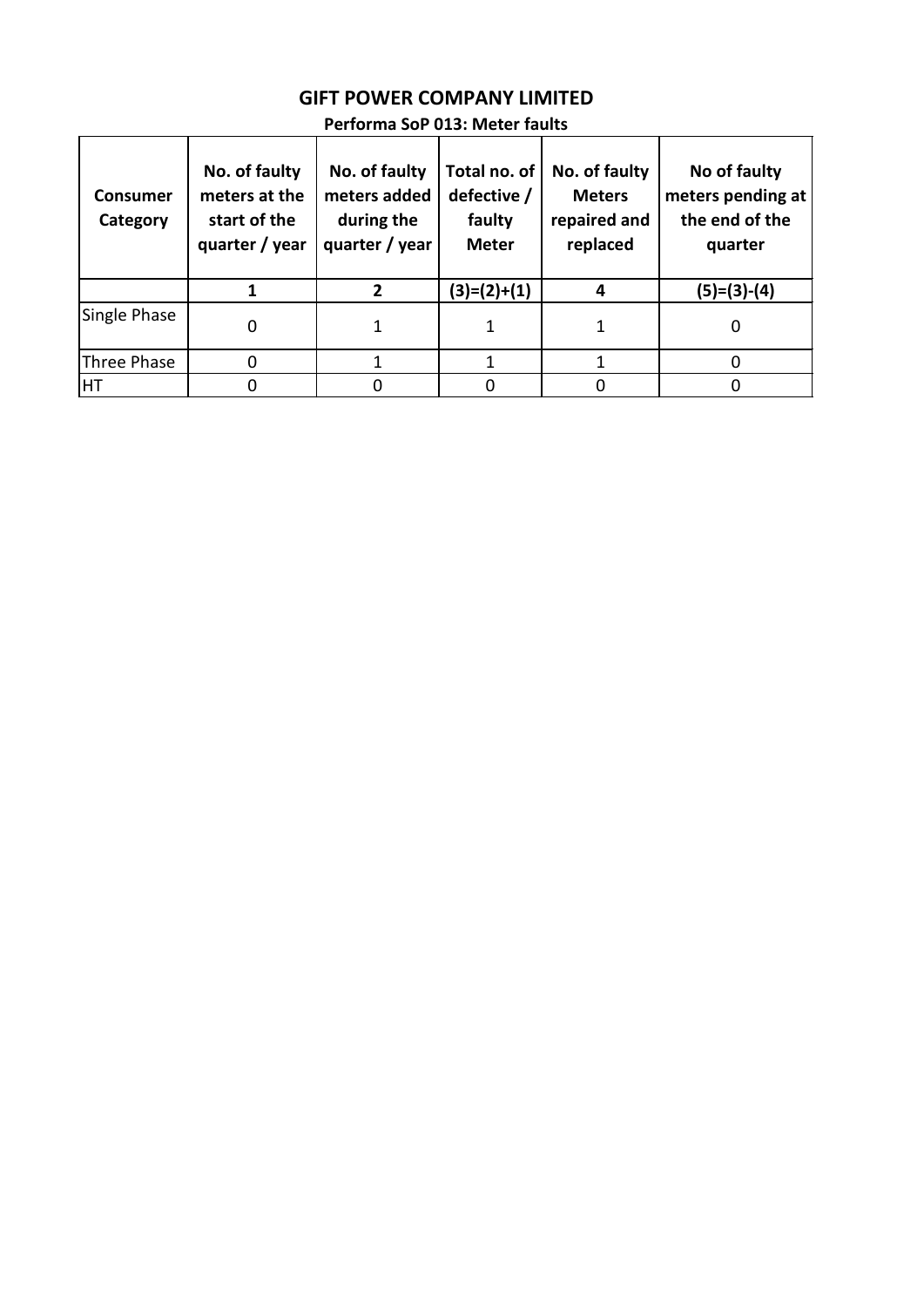# GIFT POWER COMPANY LIMITED

## Performa SoP 013: Meter faults

| Consumer Category | No. of faulty meters at the start of the quarter / year | No. of faulty meters added during the quarter / year | Total no. of defective / faulty Meter | No. of faulty Meters repaired and replaced | No of faulty meters pending at the end of the quarter |
|---|---|---|---|---|---|
| | 1 | 2 | (3)=(2)+(1) | 4 | (5)=(3)-(4) |
| Single Phase | 0 | 1 | 1 | 1 | 0 |
| Three Phase | 0 | 1 | 1 | 1 | 0 |
| HT | 0 | 0 | 0 | 0 | 0 |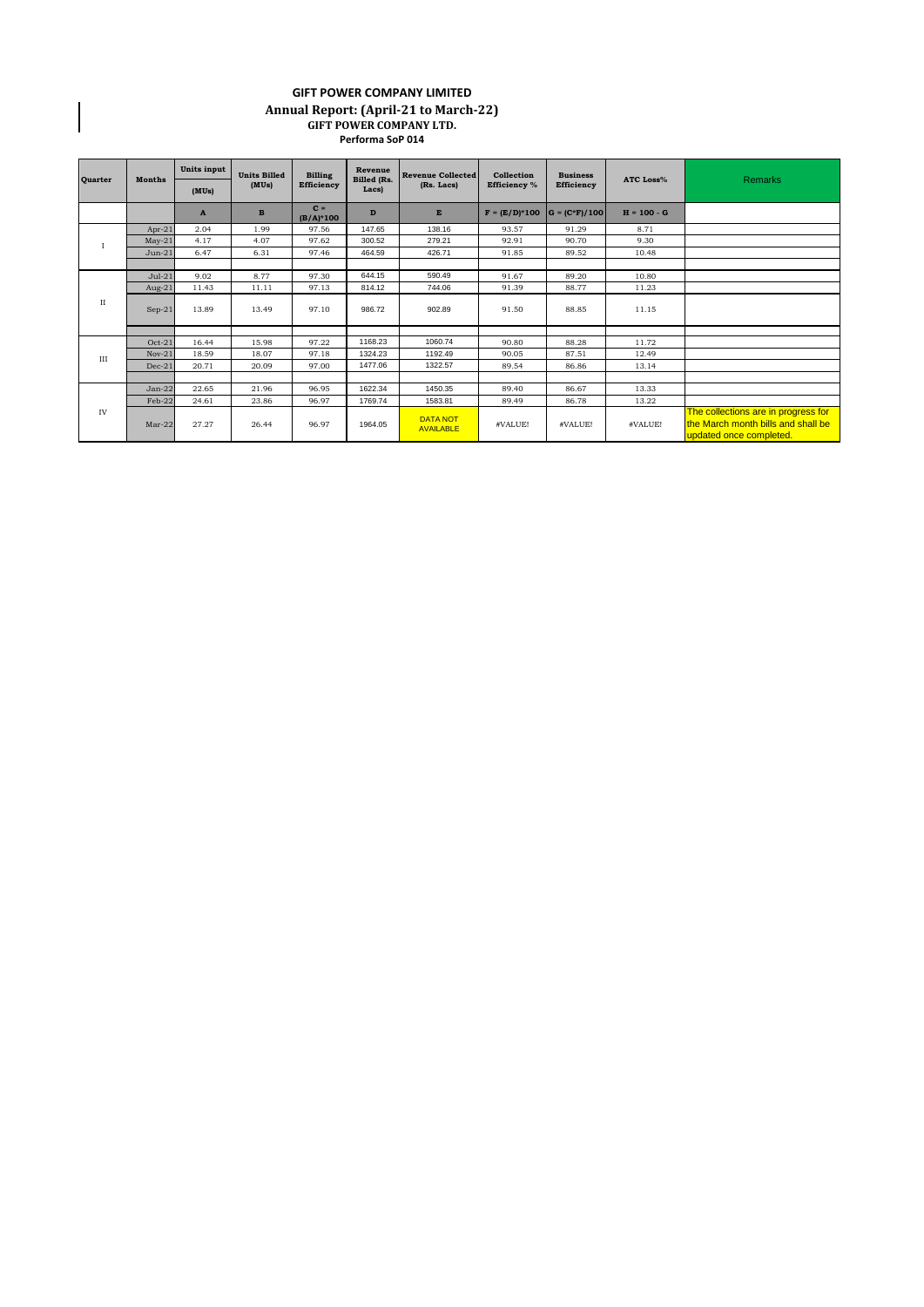# GIFT POWER COMPANY LIMITED

## Annual Report: (April-21 to March-22)

### GIFT POWER COMPANY LTD.

**Performa SoP 014**

| Quarter | Months | Units input (MUs) | Units Billed (MUs) | Billing Efficiency | Revenue Billed (Rs. Lacs) | Revenue Collected (Rs. Lacs) | Collection Efficiency % | Business Efficiency | ATC Loss% | Remarks |
|---|---|---|---|---|---|---|---|---|---|---|
| | | A | B | C = (B/A)*100 | D | E | F = (E/D)*100 | G = (C*F)/100 | H = 100 - G | |
| I | Apr-21 | 2.04 | 1.99 | 97.56 | 147.65 | 138.16 | 93.57 | 91.29 | 8.71 | |
| | May-21 | 4.17 | 4.07 | 97.62 | 300.52 | 279.21 | 92.91 | 90.70 | 9.30 | |
| | Jun-21 | 6.47 | 6.31 | 97.46 | 464.59 | 426.71 | 91.85 | 89.52 | 10.48 | |
| II | Jul-21 | 9.02 | 8.77 | 97.30 | 644.15 | 590.49 | 91.67 | 89.20 | 10.80 | |
| | Aug-21 | 11.43 | 11.11 | 97.13 | 814.12 | 744.06 | 91.39 | 88.77 | 11.23 | |
| | Sep-21 | 13.89 | 13.49 | 97.10 | 986.72 | 902.89 | 91.50 | 88.85 | 11.15 | |
| III | Oct-21 | 16.44 | 15.98 | 97.22 | 1168.23 | 1060.74 | 90.80 | 88.28 | 11.72 | |
| | Nov-21 | 18.59 | 18.07 | 97.18 | 1324.23 | 1192.49 | 90.05 | 87.51 | 12.49 | |
| | Dec-21 | 20.71 | 20.09 | 97.00 | 1477.06 | 1322.57 | 89.54 | 86.86 | 13.14 | |
| IV | Jan-22 | 22.65 | 21.96 | 96.95 | 1622.34 | 1450.35 | 89.40 | 86.67 | 13.33 | |
| | Feb-22 | 24.61 | 23.86 | 96.97 | 1769.74 | 1583.81 | 89.49 | 86.78 | 13.22 | |
| | Mar-22 | 27.27 | 26.44 | 96.97 | 1964.05 | DATA NOT AVAILABLE | #VALUE! | #VALUE! | #VALUE! | The collections are in progress for the March month bills and shall be updated once completed. |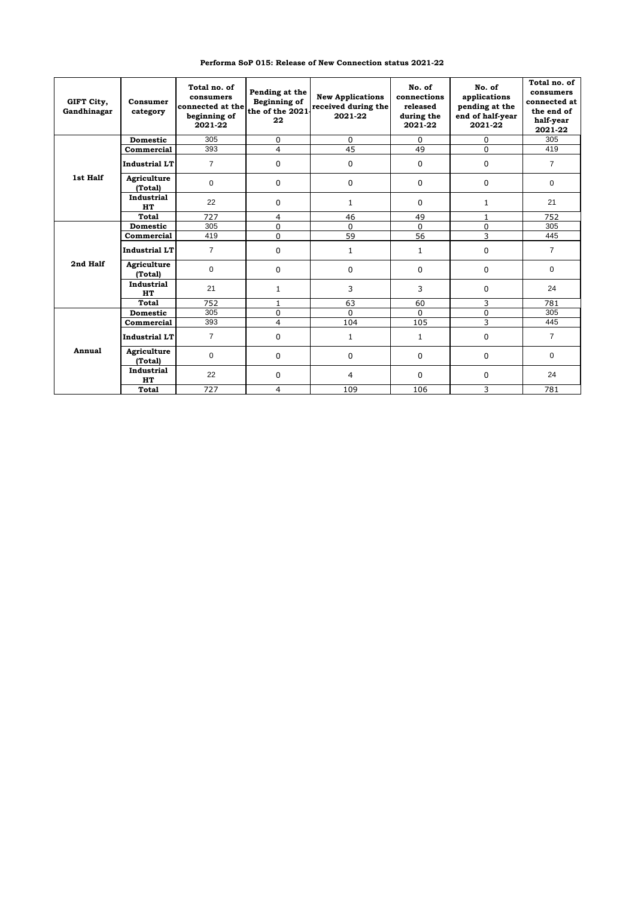**Performa SoP 015: Release of New Connection status 2021-22**

| GIFT City, Gandhinagar | Consumer category | Total no. of consumers connected at the beginning of 2021-22 | Pending at the Beginning of the of the 2021-22 | New Applications received during the 2021-22 | No. of connections released during the 2021-22 | No. of applications pending at the end of half-year 2021-22 | Total no. of consumers connected at the end of half-year 2021-22 |
|---|---|---|---|---|---|---|---|
| 1st Half | Domestic | 305 | 0 | 0 | 0 | 0 | 305 |
| | Commercial | 393 | 4 | 45 | 49 | 0 | 419 |
| | Industrial LT | 7 | 0 | 0 | 0 | 0 | 7 |
| | Agriculture (Total) | 0 | 0 | 0 | 0 | 0 | 0 |
| | Industrial HT | 22 | 0 | 1 | 0 | 1 | 21 |
| | Total | 727 | 4 | 46 | 49 | 1 | 752 |
| 2nd Half | Domestic | 305 | 0 | 0 | 0 | 0 | 305 |
| | Commercial | 419 | 0 | 59 | 56 | 3 | 445 |
| | Industrial LT | 7 | 0 | 1 | 1 | 0 | 7 |
| | Agriculture (Total) | 0 | 0 | 0 | 0 | 0 | 0 |
| | Industrial HT | 21 | 1 | 3 | 3 | 0 | 24 |
| | Total | 752 | 1 | 63 | 60 | 3 | 781 |
| Annual | Domestic | 305 | 0 | 0 | 0 | 0 | 305 |
| | Commercial | 393 | 4 | 104 | 105 | 3 | 445 |
| | Industrial LT | 7 | 0 | 1 | 1 | 0 | 7 |
| | Agriculture (Total) | 0 | 0 | 0 | 0 | 0 | 0 |
| | Industrial HT | 22 | 0 | 4 | 0 | 0 | 24 |
| | Total | 727 | 4 | 109 | 106 | 3 | 781 |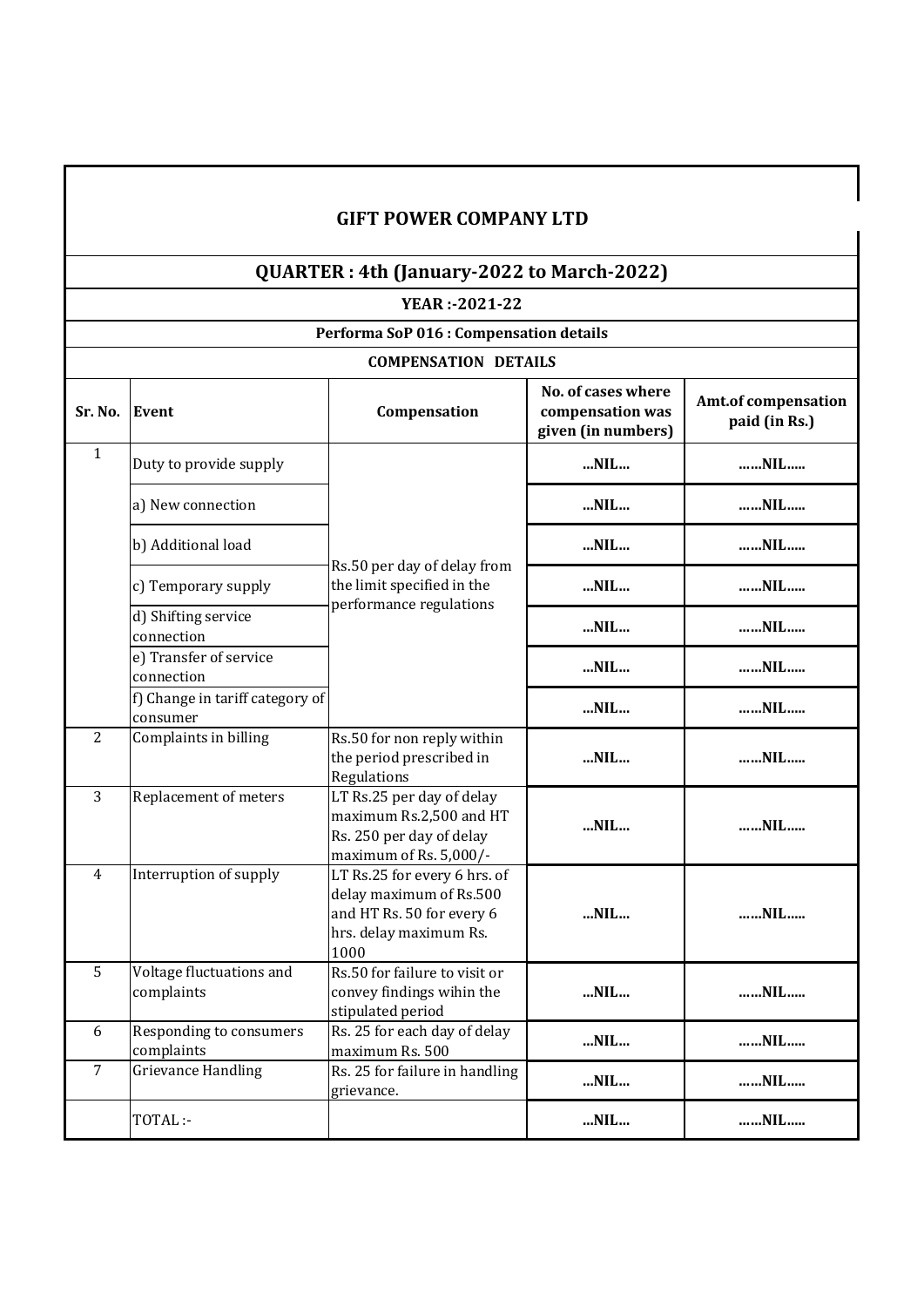## GIFT POWER COMPANY LTD

## QUARTER : 4th (January-2022 to March-2022)

**YEAR :-2021-22**

**Performa SoP 016 : Compensation details**

**COMPENSATION DETAILS**

| Sr. No. | Event | Compensation | No. of cases where compensation was given (in numbers) | Amt.of compensation paid (in Rs.) |
|---|---|---|---|---|
| 1 | Duty to provide supply | Rs.50 per day of delay from the limit specified in the performance regulations | **...NIL...** | **……NIL…..** |
| | a) New connection | | **...NIL...** | **……NIL…..** |
| | b) Additional load | | **...NIL...** | **……NIL…..** |
| | c) Temporary supply | | **...NIL...** | **……NIL…..** |
| | d) Shifting service connection | | **...NIL...** | **……NIL…..** |
| | e) Transfer of service connection | | **...NIL...** | **……NIL…..** |
| | f) Change in tariff category of consumer | | **...NIL...** | **……NIL…..** |
| 2 | Complaints in billing | Rs.50 for non reply within the period prescribed in Regulations | **...NIL...** | **……NIL…..** |
| 3 | Replacement of meters | LT Rs.25 per day of delay maximum Rs.2,500 and HT Rs. 250 per day of delay maximum of Rs. 5,000/- | **...NIL...** | **……NIL…..** |
| 4 | Interruption of supply | LT Rs.25 for every 6 hrs. of delay maximum of Rs.500 and HT Rs. 50 for every 6 hrs. delay maximum Rs. 1000 | **...NIL...** | **……NIL…..** |
| 5 | Voltage fluctuations and complaints | Rs.50 for failure to visit or convey findings wihin the stipulated period | **...NIL...** | **……NIL…..** |
| 6 | Responding to consumers complaints | Rs. 25 for each day of delay maximum Rs. 500 | **...NIL...** | **……NIL…..** |
| 7 | Grievance Handling | Rs. 25 for failure in handling grievance. | **...NIL...** | **……NIL…..** |
| | TOTAL :- | | **...NIL...** | **……NIL…..** |